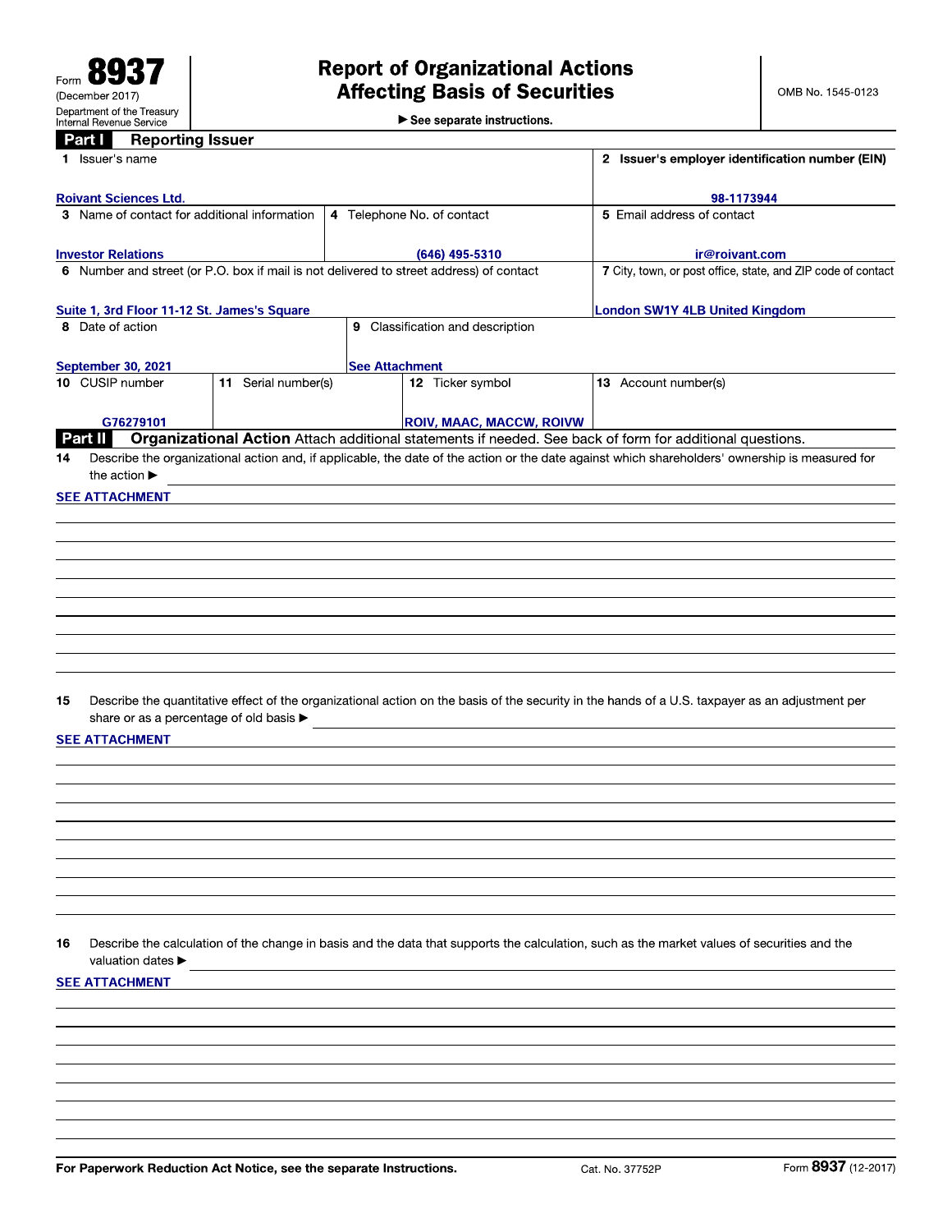Form **8937**
(December 2017)
Department of the Treasury
Internal Revenue Service

# Report of Organizational Actions Affecting Basis of Securities

► See separate instructions.

OMB No. 1545-0123

## Part I Reporting Issuer

| | | |
|---|---|---|
| 1 Issuer's name: Roivant Sciences Ltd. | | 2 Issuer's employer identification number (EIN): 98-1173944 |
| 3 Name of contact for additional information: Investor Relations | 4 Telephone No. of contact: (646) 495-5310 | 5 Email address of contact: ir@roivant.com |
| 6 Number and street (or P.O. box if mail is not delivered to street address) of contact: Suite 1, 3rd Floor 11-12 St. James's Square | | 7 City, town, or post office, state, and ZIP code of contact: London SW1Y 4LB United Kingdom |
| 8 Date of action: September 30, 2021 | 9 Classification and description: See Attachment | |

| 10 CUSIP number | 11 Serial number(s) | 12 Ticker symbol | 13 Account number(s) |
|---|---|---|---|
| G76279101 | | ROIV, MAAC, MACCW, ROIVW | |

## Part II Organizational Action

Attach additional statements if needed. See back of form for additional questions.

**14** Describe the organizational action and, if applicable, the date of the action or the date against which shareholders' ownership is measured for the action ►

SEE ATTACHMENT

**15** Describe the quantitative effect of the organizational action on the basis of the security in the hands of a U.S. taxpayer as an adjustment per share or as a percentage of old basis ►

SEE ATTACHMENT

**16** Describe the calculation of the change in basis and the data that supports the calculation, such as the market values of securities and the valuation dates ►

SEE ATTACHMENT

For Paperwork Reduction Act Notice, see the separate Instructions. Cat. No. 37752P Form **8937** (12-2017)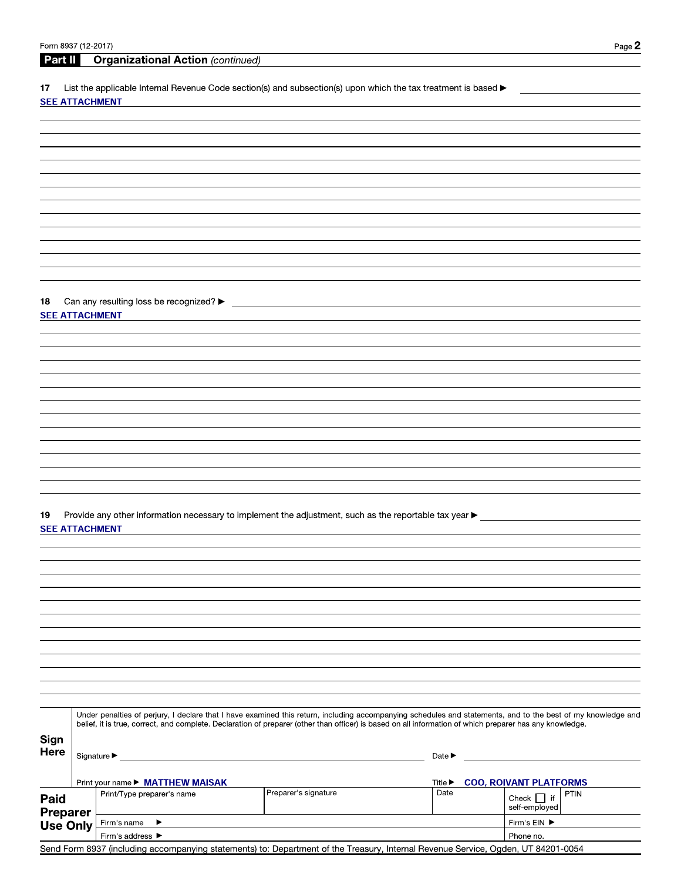## Part II Organizational Action *(continued)*

**17** List the applicable Internal Revenue Code section(s) and subsection(s) upon which the tax treatment is based ▶

SEE ATTACHMENT

**18** Can any resulting loss be recognized? ▶

SEE ATTACHMENT

**19** Provide any other information necessary to implement the adjustment, such as the reportable tax year ▶

SEE ATTACHMENT

**Sign Here**

Under penalties of perjury, I declare that I have examined this return, including accompanying schedules and statements, and to the best of my knowledge and belief, it is true, correct, and complete. Declaration of preparer (other than officer) is based on all information of which preparer has any knowledge.

Signature ▶ Date ▶

Print your name ▶ MATTHEW MAISAK Title ▶ COO, ROIVANT PLATFORMS

| Paid Preparer Use Only | Print/Type preparer's name | Preparer's signature | Date | Check ☐ if self-employed | PTIN |
|---|---|---|---|---|---|
| | Firm's name ▶ | | | Firm's EIN ▶ | |
| | Firm's address ▶ | | | Phone no. | |

Send Form 8937 (including accompanying statements) to: Department of the Treasury, Internal Revenue Service, Ogden, UT 84201-0054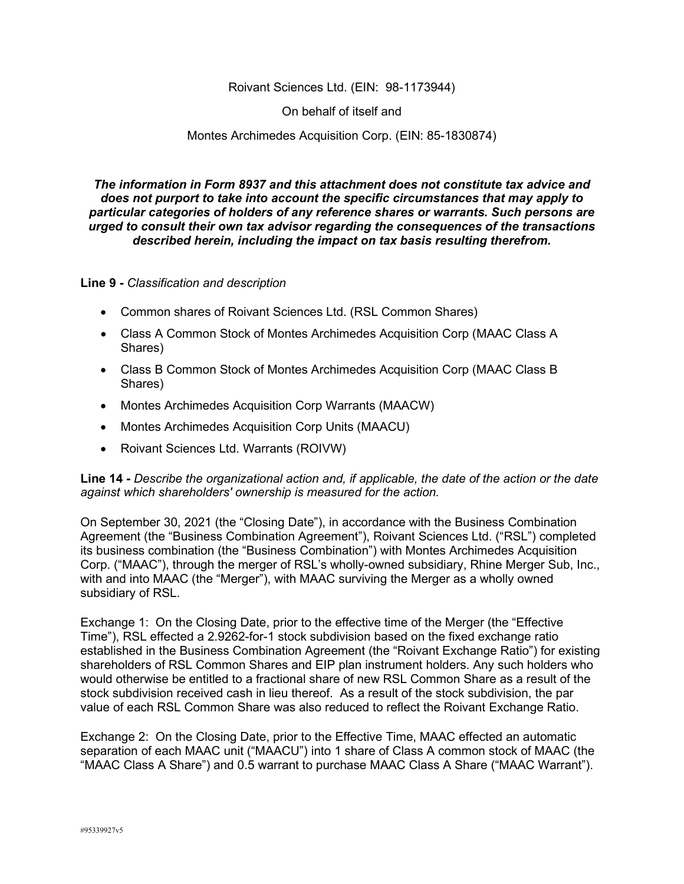Roivant Sciences Ltd. (EIN: 98-1173944)

On behalf of itself and

Montes Archimedes Acquisition Corp. (EIN: 85-1830874)

***The information in Form 8937 and this attachment does not constitute tax advice and does not purport to take into account the specific circumstances that may apply to particular categories of holders of any reference shares or warrants. Such persons are urged to consult their own tax advisor regarding the consequences of the transactions described herein, including the impact on tax basis resulting therefrom.***

**Line 9 -** *Classification and description*

- Common shares of Roivant Sciences Ltd. (RSL Common Shares)
- Class A Common Stock of Montes Archimedes Acquisition Corp (MAAC Class A Shares)
- Class B Common Stock of Montes Archimedes Acquisition Corp (MAAC Class B Shares)
- Montes Archimedes Acquisition Corp Warrants (MAACW)
- Montes Archimedes Acquisition Corp Units (MAACU)
- Roivant Sciences Ltd. Warrants (ROIVW)

**Line 14 -** *Describe the organizational action and, if applicable, the date of the action or the date against which shareholders' ownership is measured for the action.*

On September 30, 2021 (the "Closing Date"), in accordance with the Business Combination Agreement (the "Business Combination Agreement"), Roivant Sciences Ltd. ("RSL") completed its business combination (the "Business Combination") with Montes Archimedes Acquisition Corp. ("MAAC"), through the merger of RSL's wholly-owned subsidiary, Rhine Merger Sub, Inc., with and into MAAC (the "Merger"), with MAAC surviving the Merger as a wholly owned subsidiary of RSL.

Exchange 1: On the Closing Date, prior to the effective time of the Merger (the "Effective Time"), RSL effected a 2.9262-for-1 stock subdivision based on the fixed exchange ratio established in the Business Combination Agreement (the "Roivant Exchange Ratio") for existing shareholders of RSL Common Shares and EIP plan instrument holders. Any such holders who would otherwise be entitled to a fractional share of new RSL Common Share as a result of the stock subdivision received cash in lieu thereof. As a result of the stock subdivision, the par value of each RSL Common Share was also reduced to reflect the Roivant Exchange Ratio.

Exchange 2: On the Closing Date, prior to the Effective Time, MAAC effected an automatic separation of each MAAC unit ("MAACU") into 1 share of Class A common stock of MAAC (the "MAAC Class A Share") and 0.5 warrant to purchase MAAC Class A Share ("MAAC Warrant").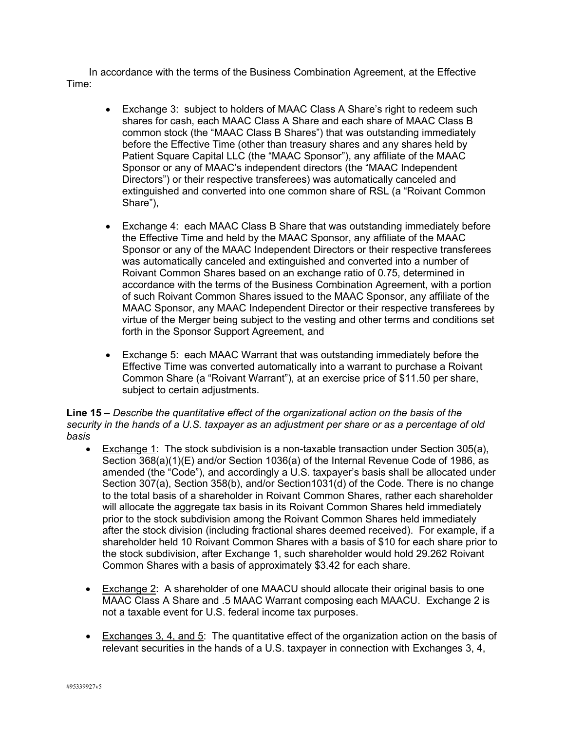In accordance with the terms of the Business Combination Agreement, at the Effective Time:

- Exchange 3: subject to holders of MAAC Class A Share's right to redeem such shares for cash, each MAAC Class A Share and each share of MAAC Class B common stock (the "MAAC Class B Shares") that was outstanding immediately before the Effective Time (other than treasury shares and any shares held by Patient Square Capital LLC (the "MAAC Sponsor"), any affiliate of the MAAC Sponsor or any of MAAC's independent directors (the "MAAC Independent Directors") or their respective transferees) was automatically canceled and extinguished and converted into one common share of RSL (a "Roivant Common Share"),

- Exchange 4: each MAAC Class B Share that was outstanding immediately before the Effective Time and held by the MAAC Sponsor, any affiliate of the MAAC Sponsor or any of the MAAC Independent Directors or their respective transferees was automatically canceled and extinguished and converted into a number of Roivant Common Shares based on an exchange ratio of 0.75, determined in accordance with the terms of the Business Combination Agreement, with a portion of such Roivant Common Shares issued to the MAAC Sponsor, any affiliate of the MAAC Sponsor, any MAAC Independent Director or their respective transferees by virtue of the Merger being subject to the vesting and other terms and conditions set forth in the Sponsor Support Agreement, and

- Exchange 5: each MAAC Warrant that was outstanding immediately before the Effective Time was converted automatically into a warrant to purchase a Roivant Common Share (a "Roivant Warrant"), at an exercise price of $11.50 per share, subject to certain adjustments.

**Line 15 –** *Describe the quantitative effect of the organizational action on the basis of the security in the hands of a U.S. taxpayer as an adjustment per share or as a percentage of old basis*

- Exchange 1: The stock subdivision is a non-taxable transaction under Section 305(a), Section 368(a)(1)(E) and/or Section 1036(a) of the Internal Revenue Code of 1986, as amended (the "Code"), and accordingly a U.S. taxpayer's basis shall be allocated under Section 307(a), Section 358(b), and/or Section1031(d) of the Code. There is no change to the total basis of a shareholder in Roivant Common Shares, rather each shareholder will allocate the aggregate tax basis in its Roivant Common Shares held immediately prior to the stock subdivision among the Roivant Common Shares held immediately after the stock division (including fractional shares deemed received). For example, if a shareholder held 10 Roivant Common Shares with a basis of $10 for each share prior to the stock subdivision, after Exchange 1, such shareholder would hold 29.262 Roivant Common Shares with a basis of approximately $3.42 for each share.

- Exchange 2: A shareholder of one MAACU should allocate their original basis to one MAAC Class A Share and .5 MAAC Warrant composing each MAACU. Exchange 2 is not a taxable event for U.S. federal income tax purposes.

- Exchanges 3, 4, and 5: The quantitative effect of the organization action on the basis of relevant securities in the hands of a U.S. taxpayer in connection with Exchanges 3, 4,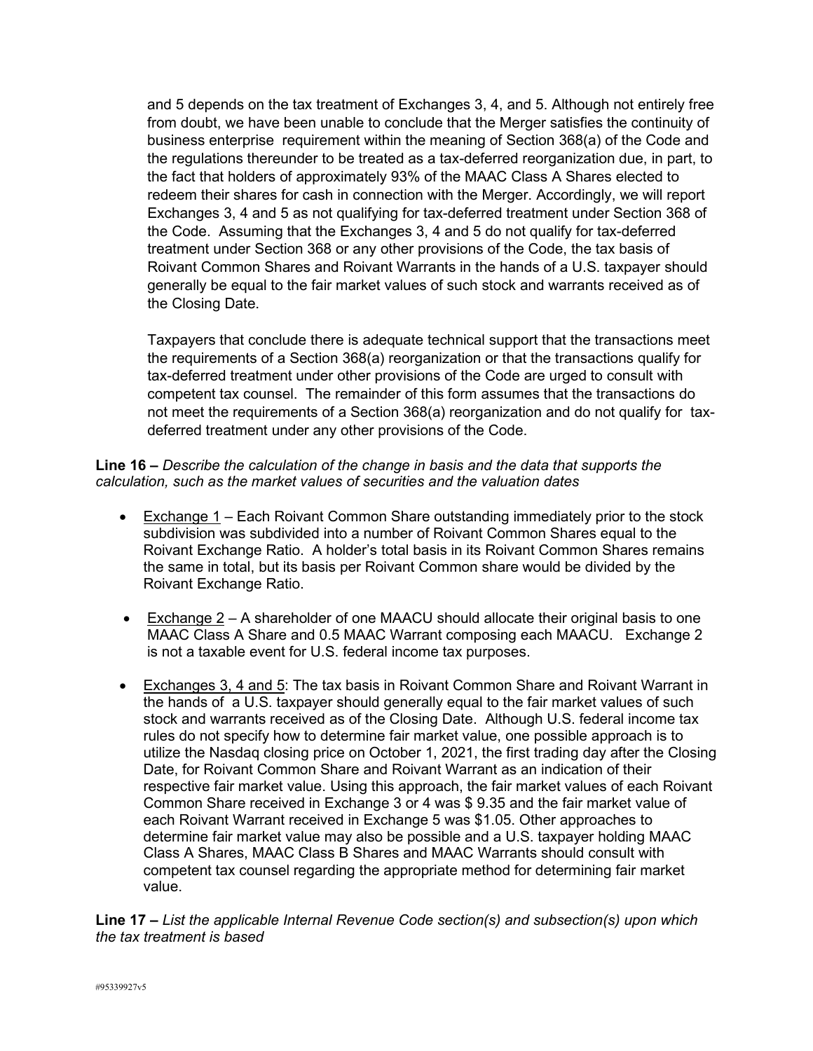and 5 depends on the tax treatment of Exchanges 3, 4, and 5. Although not entirely free from doubt, we have been unable to conclude that the Merger satisfies the continuity of business enterprise requirement within the meaning of Section 368(a) of the Code and the regulations thereunder to be treated as a tax-deferred reorganization due, in part, to the fact that holders of approximately 93% of the MAAC Class A Shares elected to redeem their shares for cash in connection with the Merger. Accordingly, we will report Exchanges 3, 4 and 5 as not qualifying for tax-deferred treatment under Section 368 of the Code. Assuming that the Exchanges 3, 4 and 5 do not qualify for tax-deferred treatment under Section 368 or any other provisions of the Code, the tax basis of Roivant Common Shares and Roivant Warrants in the hands of a U.S. taxpayer should generally be equal to the fair market values of such stock and warrants received as of the Closing Date.

Taxpayers that conclude there is adequate technical support that the transactions meet the requirements of a Section 368(a) reorganization or that the transactions qualify for tax-deferred treatment under other provisions of the Code are urged to consult with competent tax counsel. The remainder of this form assumes that the transactions do not meet the requirements of a Section 368(a) reorganization and do not qualify for tax-deferred treatment under any other provisions of the Code.

**Line 16 –** *Describe the calculation of the change in basis and the data that supports the calculation, such as the market values of securities and the valuation dates*

- Exchange 1 – Each Roivant Common Share outstanding immediately prior to the stock subdivision was subdivided into a number of Roivant Common Shares equal to the Roivant Exchange Ratio. A holder's total basis in its Roivant Common Shares remains the same in total, but its basis per Roivant Common share would be divided by the Roivant Exchange Ratio.
- Exchange 2 – A shareholder of one MAACU should allocate their original basis to one MAAC Class A Share and 0.5 MAAC Warrant composing each MAACU. Exchange 2 is not a taxable event for U.S. federal income tax purposes.
- Exchanges 3, 4 and 5: The tax basis in Roivant Common Share and Roivant Warrant in the hands of a U.S. taxpayer should generally equal to the fair market values of such stock and warrants received as of the Closing Date. Although U.S. federal income tax rules do not specify how to determine fair market value, one possible approach is to utilize the Nasdaq closing price on October 1, 2021, the first trading day after the Closing Date, for Roivant Common Share and Roivant Warrant as an indication of their respective fair market value. Using this approach, the fair market values of each Roivant Common Share received in Exchange 3 or 4 was $ 9.35 and the fair market value of each Roivant Warrant received in Exchange 5 was $1.05. Other approaches to determine fair market value may also be possible and a U.S. taxpayer holding MAAC Class A Shares, MAAC Class B Shares and MAAC Warrants should consult with competent tax counsel regarding the appropriate method for determining fair market value.

**Line 17 –** *List the applicable Internal Revenue Code section(s) and subsection(s) upon which the tax treatment is based*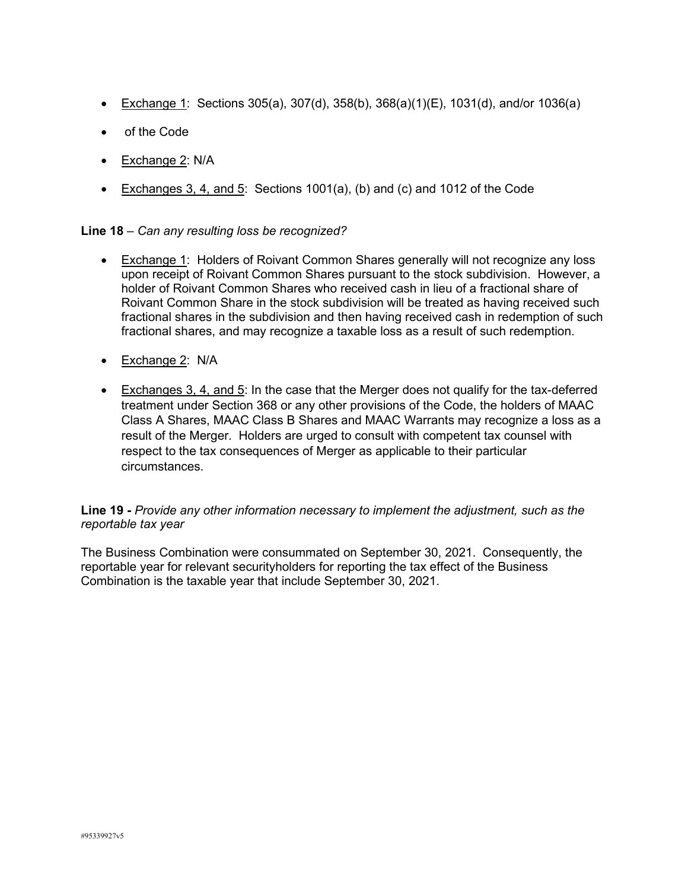- Exchange 1: Sections 305(a), 307(d), 358(b), 368(a)(1)(E), 1031(d), and/or 1036(a)
- of the Code
- Exchange 2: N/A
- Exchanges 3, 4, and 5: Sections 1001(a), (b) and (c) and 1012 of the Code

**Line 18** – *Can any resulting loss be recognized?*

- Exchange 1: Holders of Roivant Common Shares generally will not recognize any loss upon receipt of Roivant Common Shares pursuant to the stock subdivision. However, a holder of Roivant Common Shares who received cash in lieu of a fractional share of Roivant Common Share in the stock subdivision will be treated as having received such fractional shares in the subdivision and then having received cash in redemption of such fractional shares, and may recognize a taxable loss as a result of such redemption.
- Exchange 2: N/A
- Exchanges 3, 4, and 5: In the case that the Merger does not qualify for the tax-deferred treatment under Section 368 or any other provisions of the Code, the holders of MAAC Class A Shares, MAAC Class B Shares and MAAC Warrants may recognize a loss as a result of the Merger. Holders are urged to consult with competent tax counsel with respect to the tax consequences of Merger as applicable to their particular circumstances.

**Line 19 -** *Provide any other information necessary to implement the adjustment, such as the reportable tax year*

The Business Combination were consummated on September 30, 2021. Consequently, the reportable year for relevant securityholders for reporting the tax effect of the Business Combination is the taxable year that include September 30, 2021.

#95339927v5